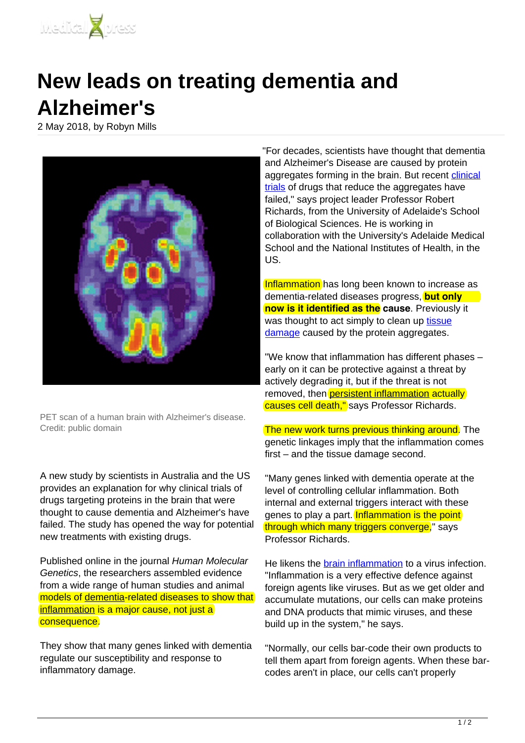# New leads on treating dementia and Alzheimer's

2 May 2018, by Robyn Mills

PET scan of a human brain with Alzheimer's disease. Credit: public domain

A new study by scientists in Australia and the US provides an explanation for why clinical trials of drugs targeting proteins in the brain that were thought to cause dementia and Alzheimer's have failed. The study has opened the way for potential new treatments with existing drugs.

Published online in the journal *Human Molecular Genetics*, the researchers assembled evidence from a wide range of human studies and animal models of dementia-related diseases to show that inflammation is a major cause, not just a consequence.

They show that many genes linked with dementia regulate our susceptibility and response to inflammatory damage.

"For decades, scientists have thought that dementia and Alzheimer's Disease are caused by protein aggregates forming in the brain. But recent clinical trials of drugs that reduce the aggregates have failed," says project leader Professor Robert Richards, from the University of Adelaide's School of Biological Sciences. He is working in collaboration with the University's Adelaide Medical School and the National Institutes of Health, in the US.

Inflammation has long been known to increase as dementia-related diseases progress, **but only now is it identified as the cause**. Previously it was thought to act simply to clean up tissue damage caused by the protein aggregates.

"We know that inflammation has different phases – early on it can be protective against a threat by actively degrading it, but if the threat is not removed, then persistent inflammation actually causes cell death," says Professor Richards.

The new work turns previous thinking around. The genetic linkages imply that the inflammation comes first – and the tissue damage second.

"Many genes linked with dementia operate at the level of controlling cellular inflammation. Both internal and external triggers interact with these genes to play a part. Inflammation is the point through which many triggers converge," says Professor Richards.

He likens the brain inflammation to a virus infection. "Inflammation is a very effective defence against foreign agents like viruses. But as we get older and accumulate mutations, our cells can make proteins and DNA products that mimic viruses, and these build up in the system," he says.

"Normally, our cells bar-code their own products to tell them apart from foreign agents. When these bar-codes aren't in place, our cells can't properly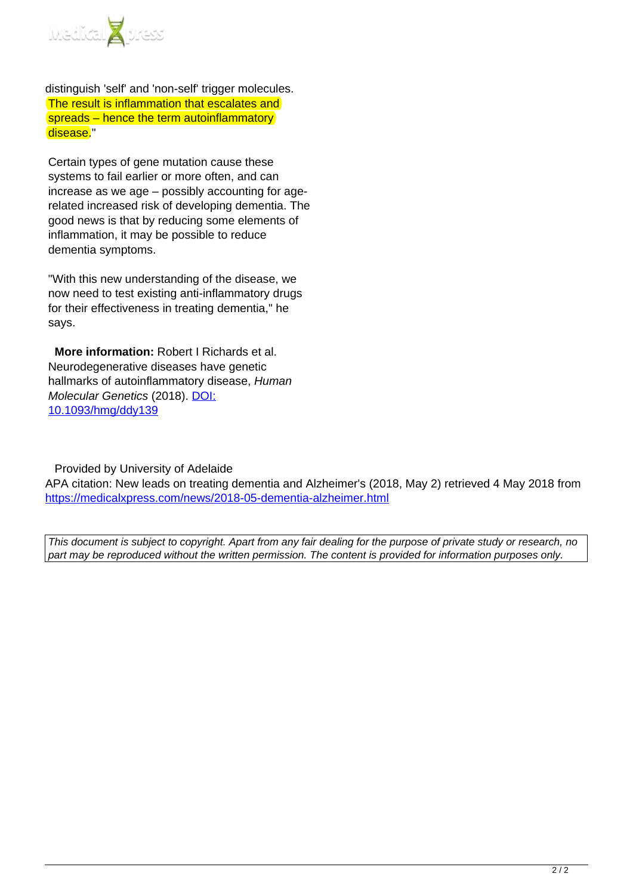distinguish 'self' and 'non-self' trigger molecules. The result is inflammation that escalates and spreads – hence the term autoinflammatory disease."

Certain types of gene mutation cause these systems to fail earlier or more often, and can increase as we age – possibly accounting for age-related increased risk of developing dementia. The good news is that by reducing some elements of inflammation, it may be possible to reduce dementia symptoms.

"With this new understanding of the disease, we now need to test existing anti-inflammatory drugs for their effectiveness in treating dementia," he says.

**More information:** Robert I Richards et al. Neurodegenerative diseases have genetic hallmarks of autoinflammatory disease, *Human Molecular Genetics* (2018). [DOI: 10.1093/hmg/ddy139](https://dx.doi.org/10.1093/hmg/ddy139)

Provided by University of Adelaide

APA citation: New leads on treating dementia and Alzheimer's (2018, May 2) retrieved 4 May 2018 from https://medicalxpress.com/news/2018-05-dementia-alzheimer.html

*This document is subject to copyright. Apart from any fair dealing for the purpose of private study or research, no part may be reproduced without the written permission. The content is provided for information purposes only.*